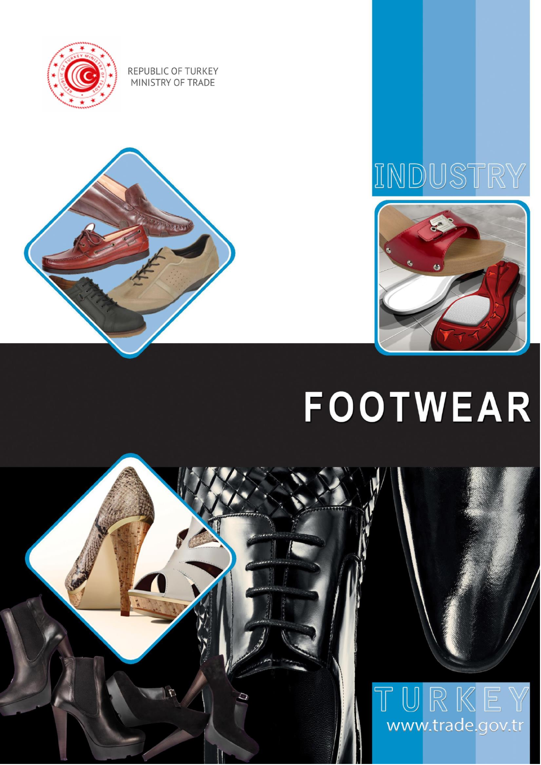REPUBLIC OF TURKEY
MINISTRY OF TRADE

INDUSTRY

# FOOTWEAR

TURKEY

www.trade.gov.tr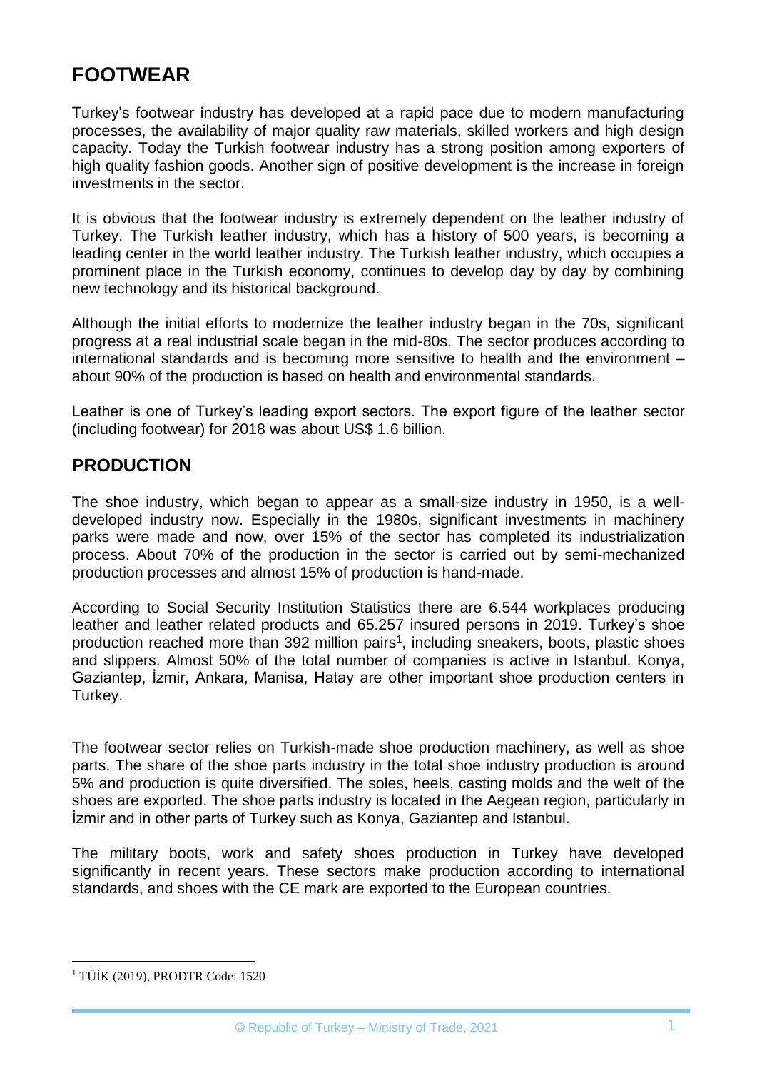# FOOTWEAR

Turkey's footwear industry has developed at a rapid pace due to modern manufacturing processes, the availability of major quality raw materials, skilled workers and high design capacity. Today the Turkish footwear industry has a strong position among exporters of high quality fashion goods. Another sign of positive development is the increase in foreign investments in the sector.

It is obvious that the footwear industry is extremely dependent on the leather industry of Turkey. The Turkish leather industry, which has a history of 500 years, is becoming a leading center in the world leather industry. The Turkish leather industry, which occupies a prominent place in the Turkish economy, continues to develop day by day by combining new technology and its historical background.

Although the initial efforts to modernize the leather industry began in the 70s, significant progress at a real industrial scale began in the mid-80s. The sector produces according to international standards and is becoming more sensitive to health and the environment – about 90% of the production is based on health and environmental standards.

Leather is one of Turkey's leading export sectors. The export figure of the leather sector (including footwear) for 2018 was about US$ 1.6 billion.

## PRODUCTION

The shoe industry, which began to appear as a small-size industry in 1950, is a well-developed industry now. Especially in the 1980s, significant investments in machinery parks were made and now, over 15% of the sector has completed its industrialization process. About 70% of the production in the sector is carried out by semi-mechanized production processes and almost 15% of production is hand-made.

According to Social Security Institution Statistics there are 6.544 workplaces producing leather and leather related products and 65.257 insured persons in 2019. Turkey's shoe production reached more than 392 million pairs[1], including sneakers, boots, plastic shoes and slippers. Almost 50% of the total number of companies is active in Istanbul. Konya, Gaziantep, İzmir, Ankara, Manisa, Hatay are other important shoe production centers in Turkey.

The footwear sector relies on Turkish-made shoe production machinery, as well as shoe parts. The share of the shoe parts industry in the total shoe industry production is around 5% and production is quite diversified. The soles, heels, casting molds and the welt of the shoes are exported. The shoe parts industry is located in the Aegean region, particularly in İzmir and in other parts of Turkey such as Konya, Gaziantep and Istanbul.

The military boots, work and safety shoes production in Turkey have developed significantly in recent years. These sectors make production according to international standards, and shoes with the CE mark are exported to the European countries.

[1] TÜİK (2019), PRODTR Code: 1520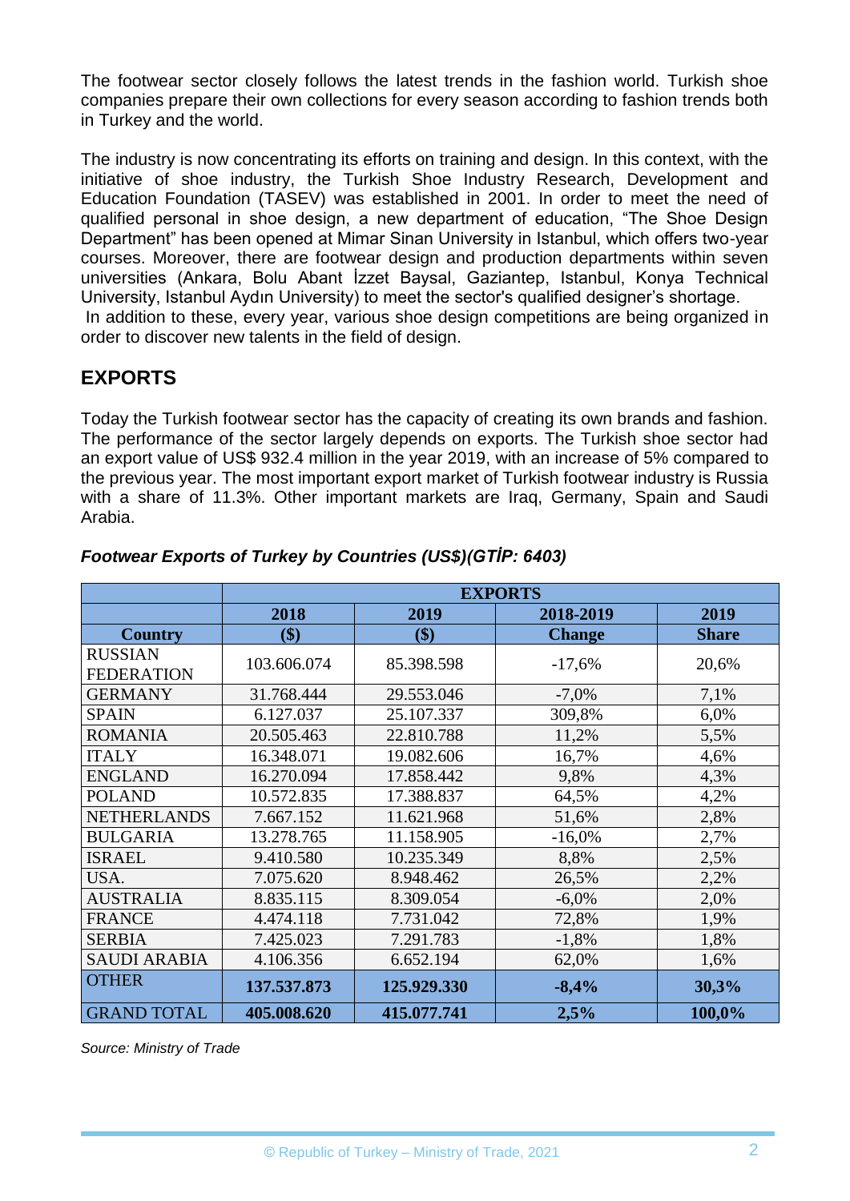The footwear sector closely follows the latest trends in the fashion world. Turkish shoe companies prepare their own collections for every season according to fashion trends both in Turkey and the world.

The industry is now concentrating its efforts on training and design. In this context, with the initiative of shoe industry, the Turkish Shoe Industry Research, Development and Education Foundation (TASEV) was established in 2001. In order to meet the need of qualified personal in shoe design, a new department of education, "The Shoe Design Department" has been opened at Mimar Sinan University in Istanbul, which offers two-year courses. Moreover, there are footwear design and production departments within seven universities (Ankara, Bolu Abant İzzet Baysal, Gaziantep, Istanbul, Konya Technical University, Istanbul Aydın University) to meet the sector's qualified designer's shortage.
In addition to these, every year, various shoe design competitions are being organized in order to discover new talents in the field of design.

## EXPORTS

Today the Turkish footwear sector has the capacity of creating its own brands and fashion. The performance of the sector largely depends on exports. The Turkish shoe sector had an export value of US$ 932.4 million in the year 2019, with an increase of 5% compared to the previous year. The most important export market of Turkish footwear industry is Russia with a share of 11.3%. Other important markets are Iraq, Germany, Spain and Saudi Arabia.

***Footwear Exports of Turkey by Countries (US$)(GTİP: 6403)***

| | EXPORTS | | | |
|---|---|---|---|---|
| **Country** | **2018 ($)** | **2019 ($)** | **2018-2019 Change** | **2019 Share** |
| RUSSIAN FEDERATION | 103.606.074 | 85.398.598 | -17,6% | 20,6% |
| GERMANY | 31.768.444 | 29.553.046 | -7,0% | 7,1% |
| SPAIN | 6.127.037 | 25.107.337 | 309,8% | 6,0% |
| ROMANIA | 20.505.463 | 22.810.788 | 11,2% | 5,5% |
| ITALY | 16.348.071 | 19.082.606 | 16,7% | 4,6% |
| ENGLAND | 16.270.094 | 17.858.442 | 9,8% | 4,3% |
| POLAND | 10.572.835 | 17.388.837 | 64,5% | 4,2% |
| NETHERLANDS | 7.667.152 | 11.621.968 | 51,6% | 2,8% |
| BULGARIA | 13.278.765 | 11.158.905 | -16,0% | 2,7% |
| ISRAEL | 9.410.580 | 10.235.349 | 8,8% | 2,5% |
| USA. | 7.075.620 | 8.948.462 | 26,5% | 2,2% |
| AUSTRALIA | 8.835.115 | 8.309.054 | -6,0% | 2,0% |
| FRANCE | 4.474.118 | 7.731.042 | 72,8% | 1,9% |
| SERBIA | 7.425.023 | 7.291.783 | -1,8% | 1,8% |
| SAUDI ARABIA | 4.106.356 | 6.652.194 | 62,0% | 1,6% |
| OTHER | **137.537.873** | **125.929.330** | **-8,4%** | **30,3%** |
| GRAND TOTAL | **405.008.620** | **415.077.741** | **2,5%** | **100,0%** |

*Source: Ministry of Trade*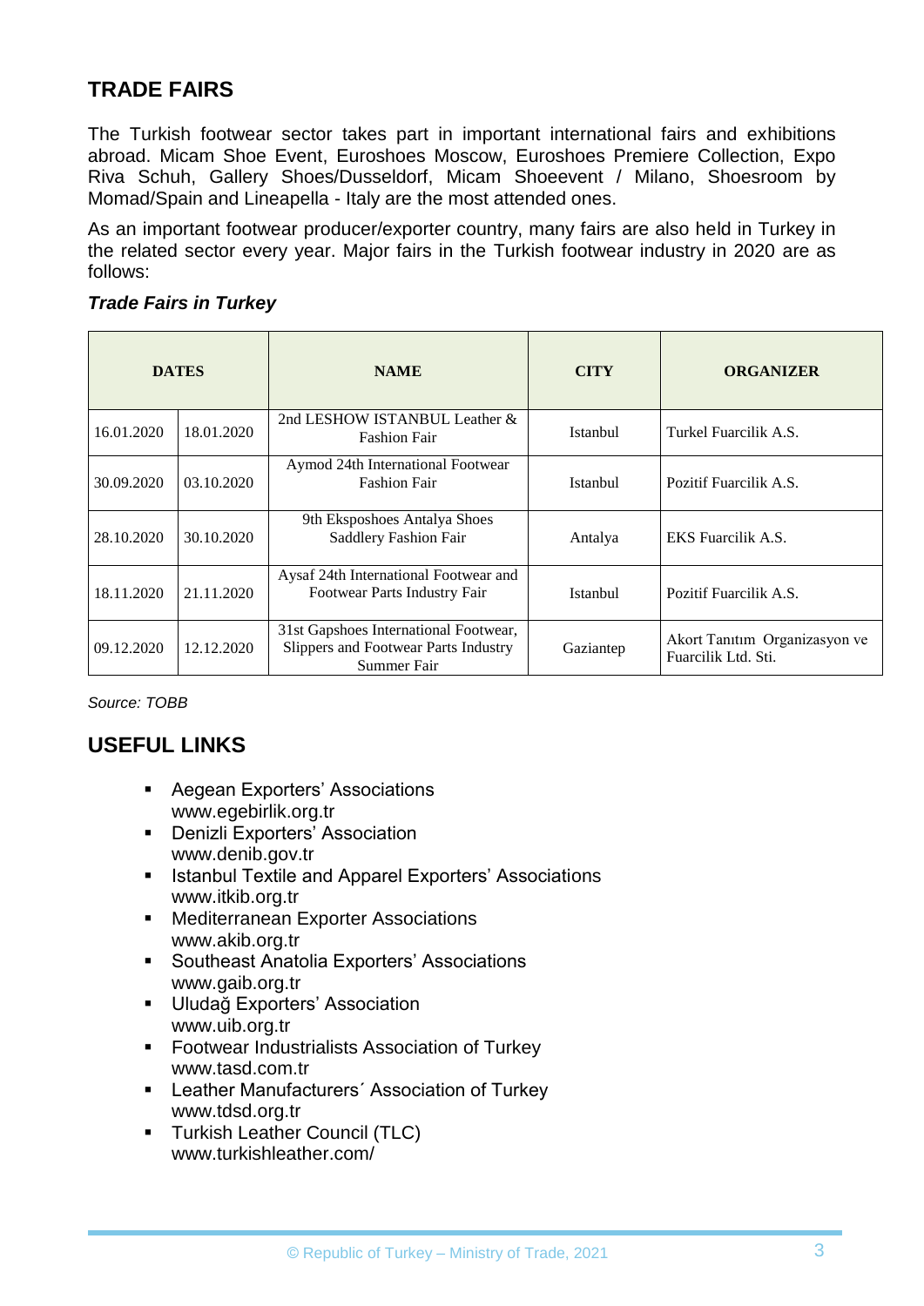## TRADE FAIRS

The Turkish footwear sector takes part in important international fairs and exhibitions abroad. Micam Shoe Event, Euroshoes Moscow, Euroshoes Premiere Collection, Expo Riva Schuh, Gallery Shoes/Dusseldorf, Micam Shoeevent / Milano, Shoesroom by Momad/Spain and Lineapella - Italy are the most attended ones.

As an important footwear producer/exporter country, many fairs are also held in Turkey in the related sector every year. Major fairs in the Turkish footwear industry in 2020 are as follows:

***Trade Fairs in Turkey***

| DATES | | NAME | CITY | ORGANIZER |
|---|---|---|---|---|
| 16.01.2020 | 18.01.2020 | 2nd LESHOW ISTANBUL Leather & Fashion Fair | Istanbul | Turkel Fuarcilik A.S. |
| 30.09.2020 | 03.10.2020 | Aymod 24th International Footwear Fashion Fair | Istanbul | Pozitif Fuarcilik A.S. |
| 28.10.2020 | 30.10.2020 | 9th Eksposhoes Antalya Shoes Saddlery Fashion Fair | Antalya | EKS Fuarcilik A.S. |
| 18.11.2020 | 21.11.2020 | Aysaf 24th International Footwear and Footwear Parts Industry Fair | Istanbul | Pozitif Fuarcilik A.S. |
| 09.12.2020 | 12.12.2020 | 31st Gapshoes International Footwear, Slippers and Footwear Parts Industry Summer Fair | Gaziantep | Akort Tanıtım Organizasyon ve Fuarcilik Ltd. Sti. |

*Source: TOBB*

## USEFUL LINKS

- Aegean Exporters' Associations
  www.egebirlik.org.tr
- Denizli Exporters' Association
  www.denib.gov.tr
- Istanbul Textile and Apparel Exporters' Associations
  www.itkib.org.tr
- Mediterranean Exporter Associations
  www.akib.org.tr
- Southeast Anatolia Exporters' Associations
  www.gaib.org.tr
- Uludağ Exporters' Association
  www.uib.org.tr
- Footwear Industrialists Association of Turkey
  www.tasd.com.tr
- Leather Manufacturers´ Association of Turkey
  www.tdsd.org.tr
- Turkish Leather Council (TLC)
  www.turkishleather.com/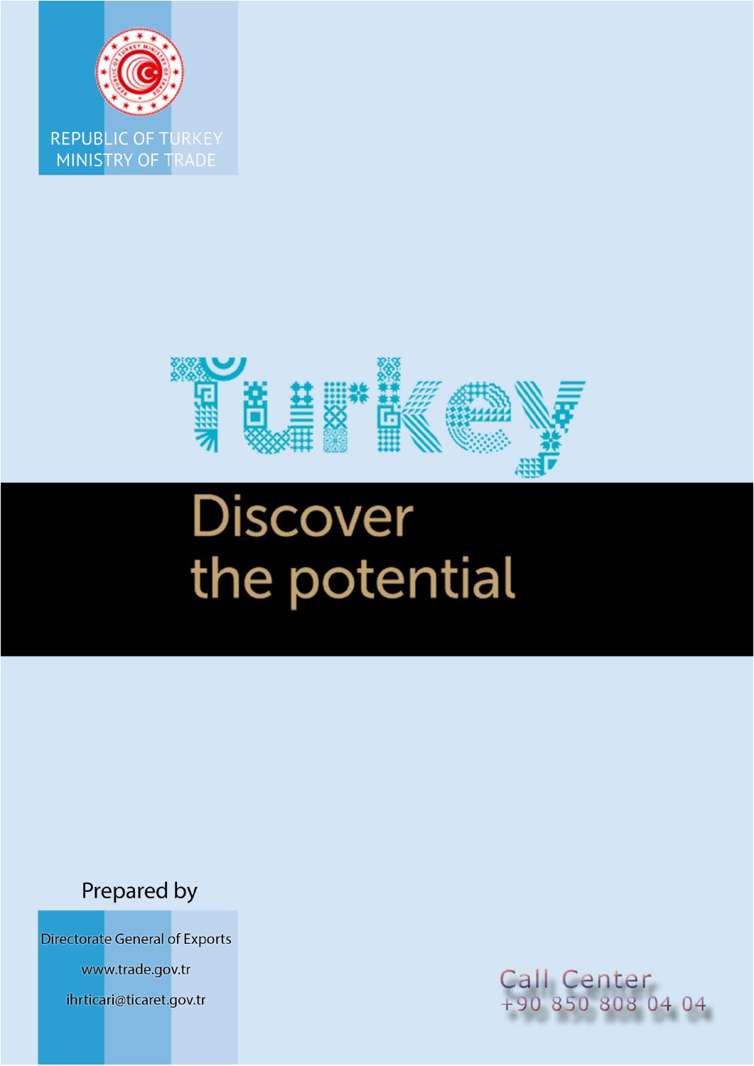REPUBLIC OF TURKEY
MINISTRY OF TRADE

# Turkey

## Discover the potential

Prepared by

Directorate General of Exports

www.trade.gov.tr

ihrticari@ticaret.gov.tr

Call Center
+90 850 808 04 04